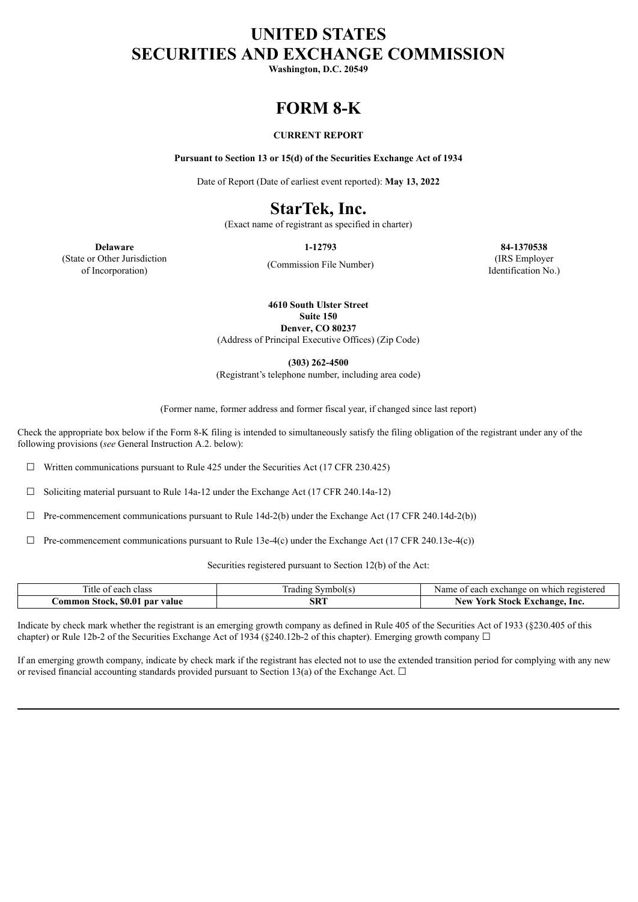# UNITED STATES
# SECURITIES AND EXCHANGE COMMISSION

**Washington, D.C. 20549**

# FORM 8-K

**CURRENT REPORT**

**Pursuant to Section 13 or 15(d) of the Securities Exchange Act of 1934**

Date of Report (Date of earliest event reported): **May 13, 2022**

# StarTek, Inc.

(Exact name of registrant as specified in charter)

| **Delaware** | **1-12793** | **84-1370538** |
|---|---|---|
| (State or Other Jurisdiction of Incorporation) | (Commission File Number) | (IRS Employer Identification No.) |

**4610 South Ulster Street**
**Suite 150**
**Denver, CO 80237**
(Address of Principal Executive Offices) (Zip Code)

**(303) 262-4500**
(Registrant's telephone number, including area code)

(Former name, former address and former fiscal year, if changed since last report)

Check the appropriate box below if the Form 8-K filing is intended to simultaneously satisfy the filing obligation of the registrant under any of the following provisions (*see* General Instruction A.2. below):

☐ Written communications pursuant to Rule 425 under the Securities Act (17 CFR 230.425)

☐ Soliciting material pursuant to Rule 14a-12 under the Exchange Act (17 CFR 240.14a-12)

☐ Pre-commencement communications pursuant to Rule 14d-2(b) under the Exchange Act (17 CFR 240.14d-2(b))

☐ Pre-commencement communications pursuant to Rule 13e-4(c) under the Exchange Act (17 CFR 240.13e-4(c))

Securities registered pursuant to Section 12(b) of the Act:

| Title of each class | Trading Symbol(s) | Name of each exchange on which registered |
|---|---|---|
| **Common Stock, $0.01 par value** | **SRT** | **New York Stock Exchange, Inc.** |

Indicate by check mark whether the registrant is an emerging growth company as defined in Rule 405 of the Securities Act of 1933 (§230.405 of this chapter) or Rule 12b-2 of the Securities Exchange Act of 1934 (§240.12b-2 of this chapter). Emerging growth company ☐

If an emerging growth company, indicate by check mark if the registrant has elected not to use the extended transition period for complying with any new or revised financial accounting standards provided pursuant to Section 13(a) of the Exchange Act. ☐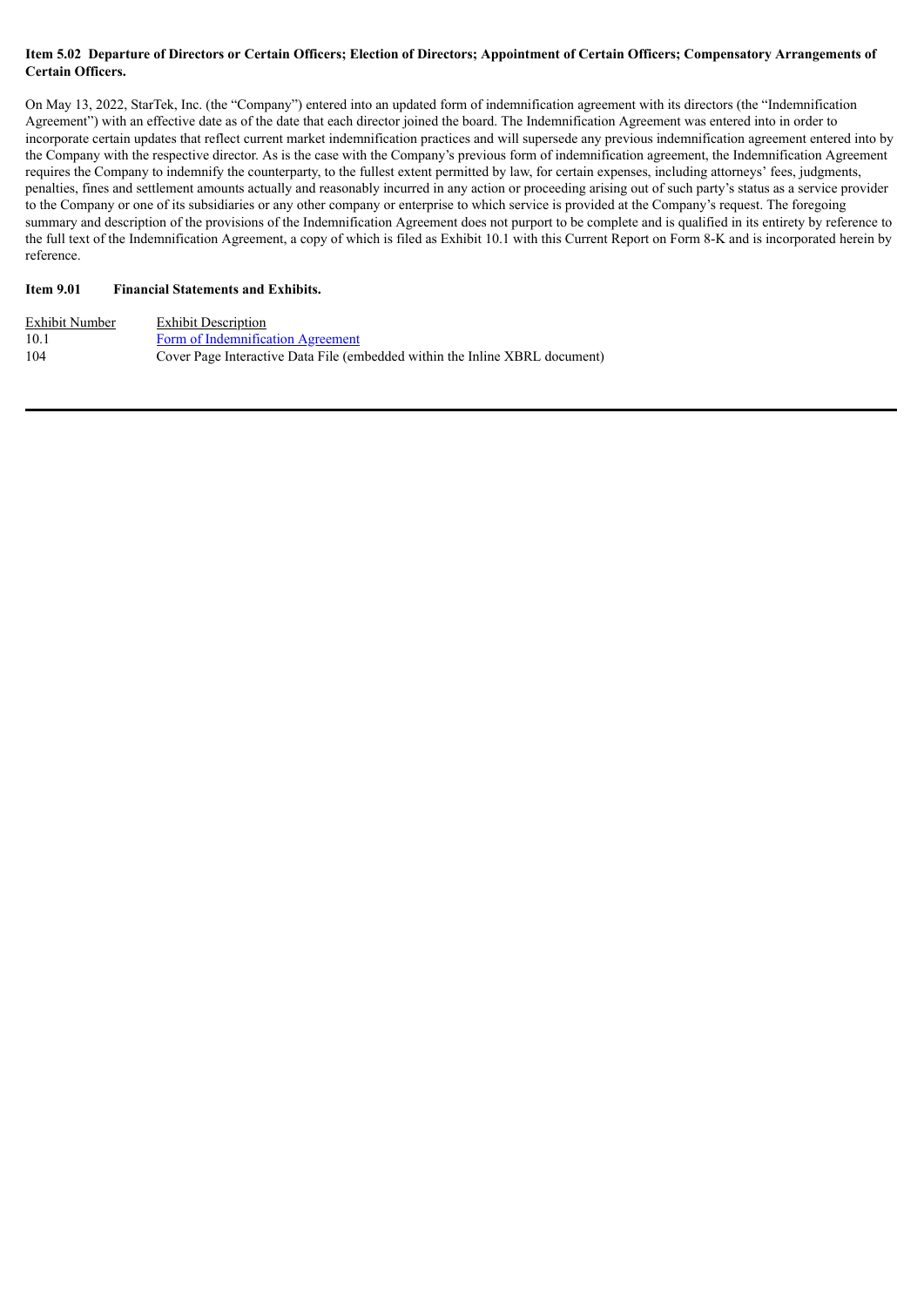**Item 5.02 Departure of Directors or Certain Officers; Election of Directors; Appointment of Certain Officers; Compensatory Arrangements of Certain Officers.**

On May 13, 2022, StarTek, Inc. (the "Company") entered into an updated form of indemnification agreement with its directors (the "Indemnification Agreement") with an effective date as of the date that each director joined the board. The Indemnification Agreement was entered into in order to incorporate certain updates that reflect current market indemnification practices and will supersede any previous indemnification agreement entered into by the Company with the respective director. As is the case with the Company's previous form of indemnification agreement, the Indemnification Agreement requires the Company to indemnify the counterparty, to the fullest extent permitted by law, for certain expenses, including attorneys' fees, judgments, penalties, fines and settlement amounts actually and reasonably incurred in any action or proceeding arising out of such party's status as a service provider to the Company or one of its subsidiaries or any other company or enterprise to which service is provided at the Company's request. The foregoing summary and description of the provisions of the Indemnification Agreement does not purport to be complete and is qualified in its entirety by reference to the full text of the Indemnification Agreement, a copy of which is filed as Exhibit 10.1 with this Current Report on Form 8-K and is incorporated herein by reference.

**Item 9.01 Financial Statements and Exhibits.**

| Exhibit Number | Exhibit Description |
| --- | --- |
| 10.1 | Form of Indemnification Agreement |
| 104 | Cover Page Interactive Data File (embedded within the Inline XBRL document) |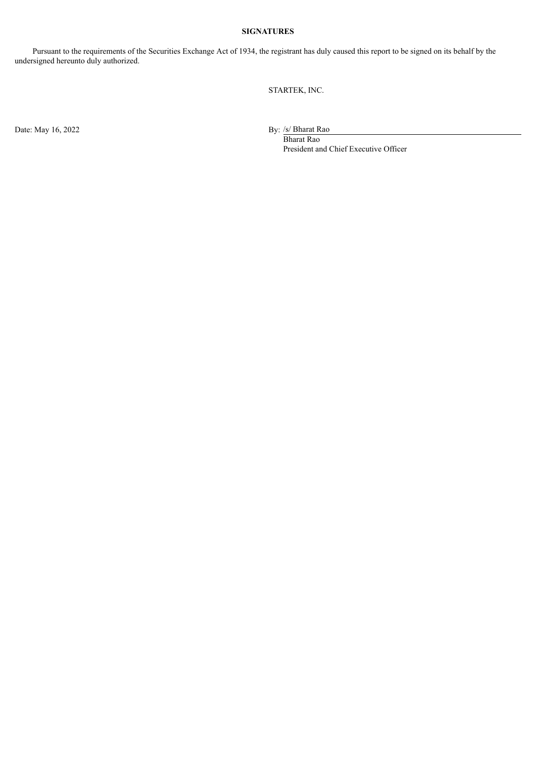**SIGNATURES**

Pursuant to the requirements of the Securities Exchange Act of 1934, the registrant has duly caused this report to be signed on its behalf by the undersigned hereunto duly authorized.

STARTEK, INC.

Date: May 16, 2022

By: /s/ Bharat Rao
Bharat Rao
President and Chief Executive Officer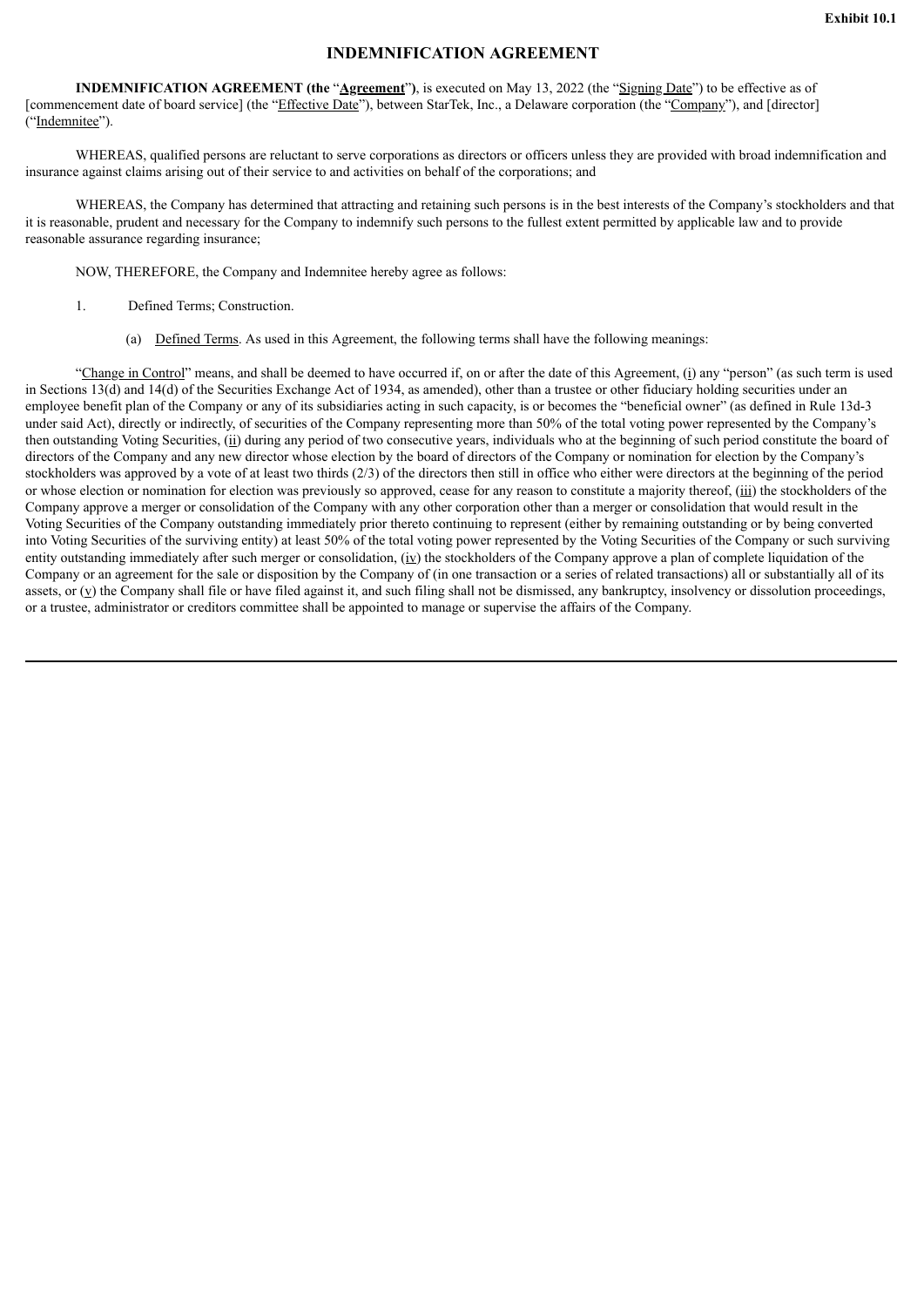**Exhibit 10.1**

# INDEMNIFICATION AGREEMENT

**INDEMNIFICATION AGREEMENT (the "Agreement")**, is executed on May 13, 2022 (the "Signing Date") to be effective as of [commencement date of board service] (the "Effective Date"), between StarTek, Inc., a Delaware corporation (the "Company"), and [director] ("Indemnitee").

WHEREAS, qualified persons are reluctant to serve corporations as directors or officers unless they are provided with broad indemnification and insurance against claims arising out of their service to and activities on behalf of the corporations; and

WHEREAS, the Company has determined that attracting and retaining such persons is in the best interests of the Company's stockholders and that it is reasonable, prudent and necessary for the Company to indemnify such persons to the fullest extent permitted by applicable law and to provide reasonable assurance regarding insurance;

NOW, THEREFORE, the Company and Indemnitee hereby agree as follows:

1. Defined Terms; Construction.

(a) Defined Terms. As used in this Agreement, the following terms shall have the following meanings:

"Change in Control" means, and shall be deemed to have occurred if, on or after the date of this Agreement, (i) any "person" (as such term is used in Sections 13(d) and 14(d) of the Securities Exchange Act of 1934, as amended), other than a trustee or other fiduciary holding securities under an employee benefit plan of the Company or any of its subsidiaries acting in such capacity, is or becomes the "beneficial owner" (as defined in Rule 13d-3 under said Act), directly or indirectly, of securities of the Company representing more than 50% of the total voting power represented by the Company's then outstanding Voting Securities, (ii) during any period of two consecutive years, individuals who at the beginning of such period constitute the board of directors of the Company and any new director whose election by the board of directors of the Company or nomination for election by the Company's stockholders was approved by a vote of at least two thirds (2/3) of the directors then still in office who either were directors at the beginning of the period or whose election or nomination for election was previously so approved, cease for any reason to constitute a majority thereof, (iii) the stockholders of the Company approve a merger or consolidation of the Company with any other corporation other than a merger or consolidation that would result in the Voting Securities of the Company outstanding immediately prior thereto continuing to represent (either by remaining outstanding or by being converted into Voting Securities of the surviving entity) at least 50% of the total voting power represented by the Voting Securities of the Company or such surviving entity outstanding immediately after such merger or consolidation, (iv) the stockholders of the Company approve a plan of complete liquidation of the Company or an agreement for the sale or disposition by the Company of (in one transaction or a series of related transactions) all or substantially all of its assets, or (v) the Company shall file or have filed against it, and such filing shall not be dismissed, any bankruptcy, insolvency or dissolution proceedings, or a trustee, administrator or creditors committee shall be appointed to manage or supervise the affairs of the Company.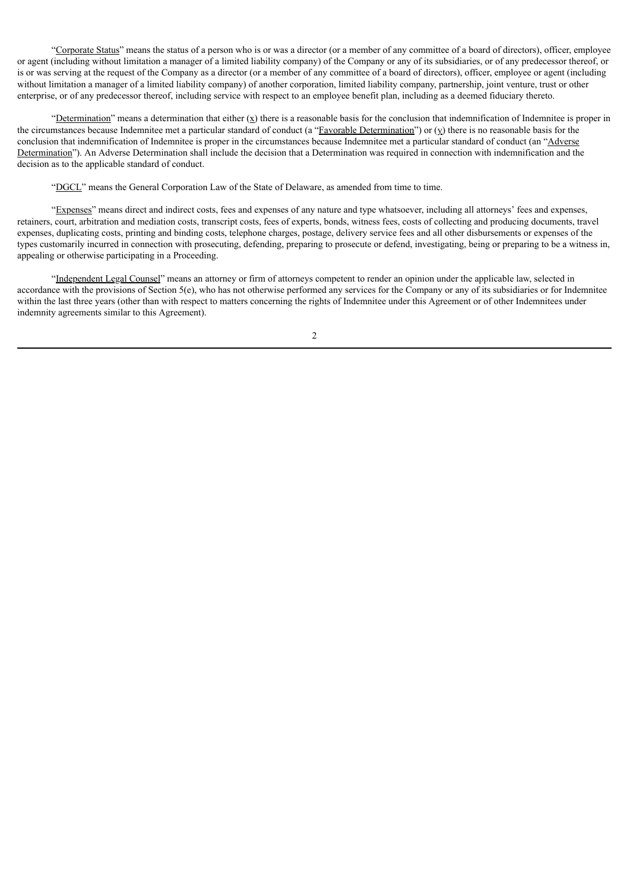"Corporate Status" means the status of a person who is or was a director (or a member of any committee of a board of directors), officer, employee or agent (including without limitation a manager of a limited liability company) of the Company or any of its subsidiaries, or of any predecessor thereof, or is or was serving at the request of the Company as a director (or a member of any committee of a board of directors), officer, employee or agent (including without limitation a manager of a limited liability company) of another corporation, limited liability company, partnership, joint venture, trust or other enterprise, or of any predecessor thereof, including service with respect to an employee benefit plan, including as a deemed fiduciary thereto.

"Determination" means a determination that either (x) there is a reasonable basis for the conclusion that indemnification of Indemnitee is proper in the circumstances because Indemnitee met a particular standard of conduct (a "Favorable Determination") or (y) there is no reasonable basis for the conclusion that indemnification of Indemnitee is proper in the circumstances because Indemnitee met a particular standard of conduct (an "Adverse Determination"). An Adverse Determination shall include the decision that a Determination was required in connection with indemnification and the decision as to the applicable standard of conduct.

"DGCL" means the General Corporation Law of the State of Delaware, as amended from time to time.

"Expenses" means direct and indirect costs, fees and expenses of any nature and type whatsoever, including all attorneys' fees and expenses, retainers, court, arbitration and mediation costs, transcript costs, fees of experts, bonds, witness fees, costs of collecting and producing documents, travel expenses, duplicating costs, printing and binding costs, telephone charges, postage, delivery service fees and all other disbursements or expenses of the types customarily incurred in connection with prosecuting, defending, preparing to prosecute or defend, investigating, being or preparing to be a witness in, appealing or otherwise participating in a Proceeding.

"Independent Legal Counsel" means an attorney or firm of attorneys competent to render an opinion under the applicable law, selected in accordance with the provisions of Section 5(e), who has not otherwise performed any services for the Company or any of its subsidiaries or for Indemnitee within the last three years (other than with respect to matters concerning the rights of Indemnitee under this Agreement or of other Indemnitees under indemnity agreements similar to this Agreement).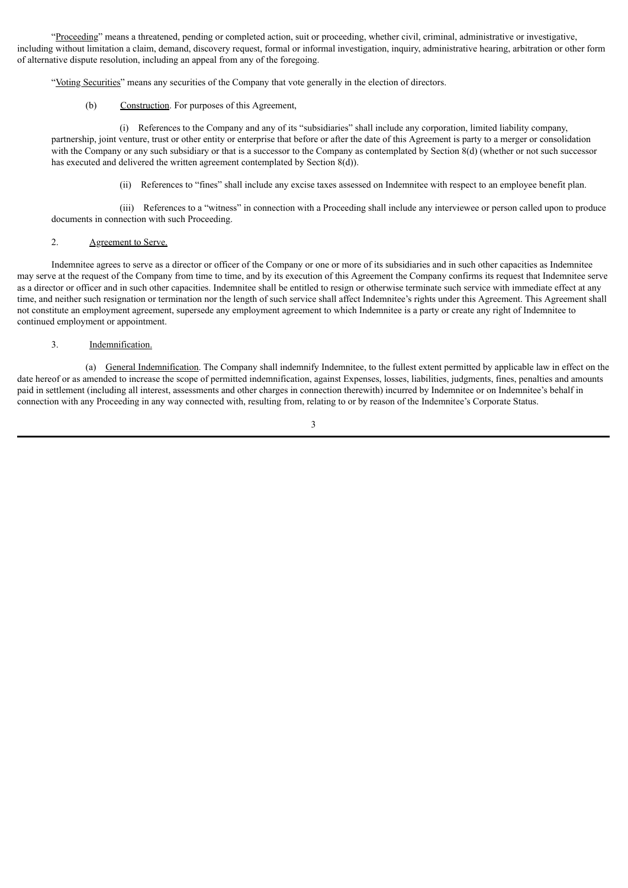"Proceeding" means a threatened, pending or completed action, suit or proceeding, whether civil, criminal, administrative or investigative, including without limitation a claim, demand, discovery request, formal or informal investigation, inquiry, administrative hearing, arbitration or other form of alternative dispute resolution, including an appeal from any of the foregoing.

"Voting Securities" means any securities of the Company that vote generally in the election of directors.

(b) Construction. For purposes of this Agreement,

(i) References to the Company and any of its "subsidiaries" shall include any corporation, limited liability company, partnership, joint venture, trust or other entity or enterprise that before or after the date of this Agreement is party to a merger or consolidation with the Company or any such subsidiary or that is a successor to the Company as contemplated by Section 8(d) (whether or not such successor has executed and delivered the written agreement contemplated by Section 8(d)).

(ii) References to "fines" shall include any excise taxes assessed on Indemnitee with respect to an employee benefit plan.

(iii) References to a "witness" in connection with a Proceeding shall include any interviewee or person called upon to produce documents in connection with such Proceeding.

2. Agreement to Serve.

Indemnitee agrees to serve as a director or officer of the Company or one or more of its subsidiaries and in such other capacities as Indemnitee may serve at the request of the Company from time to time, and by its execution of this Agreement the Company confirms its request that Indemnitee serve as a director or officer and in such other capacities. Indemnitee shall be entitled to resign or otherwise terminate such service with immediate effect at any time, and neither such resignation or termination nor the length of such service shall affect Indemnitee's rights under this Agreement. This Agreement shall not constitute an employment agreement, supersede any employment agreement to which Indemnitee is a party or create any right of Indemnitee to continued employment or appointment.

3. Indemnification.

(a) General Indemnification. The Company shall indemnify Indemnitee, to the fullest extent permitted by applicable law in effect on the date hereof or as amended to increase the scope of permitted indemnification, against Expenses, losses, liabilities, judgments, fines, penalties and amounts paid in settlement (including all interest, assessments and other charges in connection therewith) incurred by Indemnitee or on Indemnitee's behalf in connection with any Proceeding in any way connected with, resulting from, relating to or by reason of the Indemnitee's Corporate Status.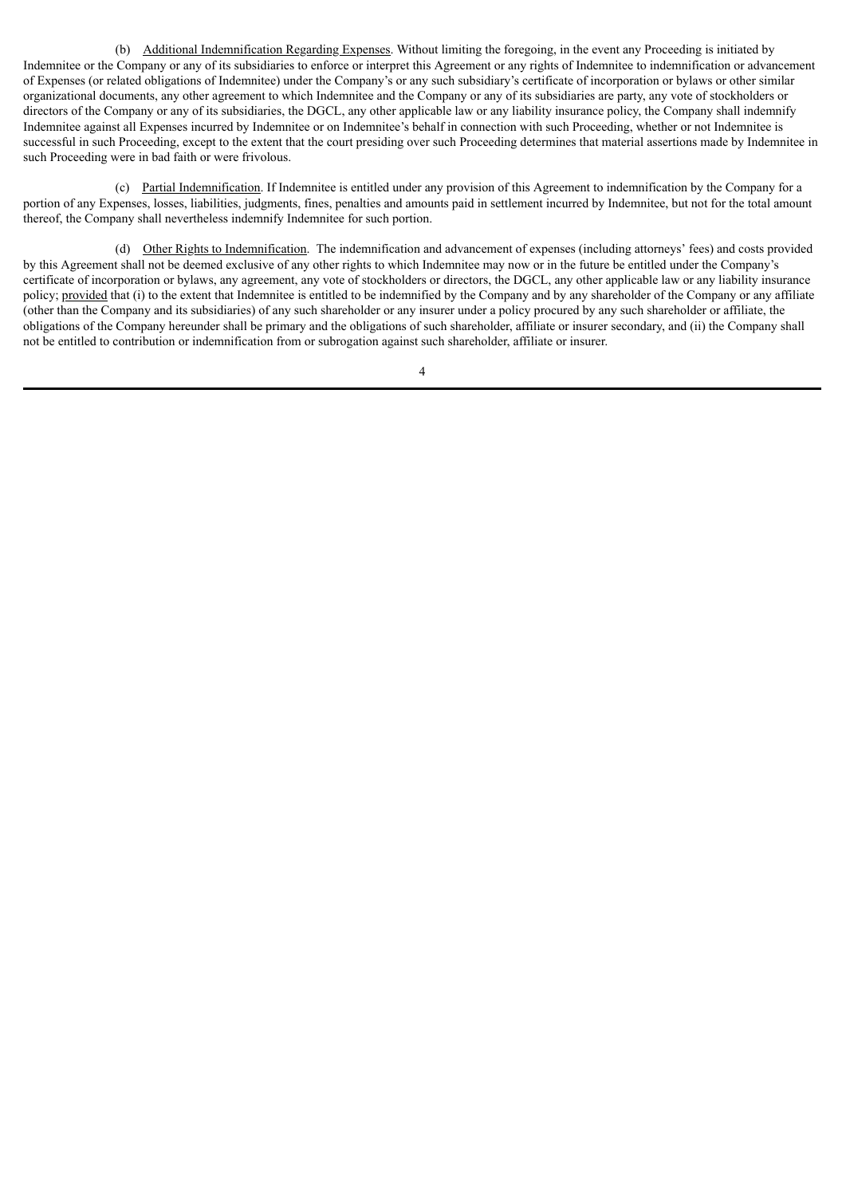(b) Additional Indemnification Regarding Expenses. Without limiting the foregoing, in the event any Proceeding is initiated by Indemnitee or the Company or any of its subsidiaries to enforce or interpret this Agreement or any rights of Indemnitee to indemnification or advancement of Expenses (or related obligations of Indemnitee) under the Company's or any such subsidiary's certificate of incorporation or bylaws or other similar organizational documents, any other agreement to which Indemnitee and the Company or any of its subsidiaries are party, any vote of stockholders or directors of the Company or any of its subsidiaries, the DGCL, any other applicable law or any liability insurance policy, the Company shall indemnify Indemnitee against all Expenses incurred by Indemnitee or on Indemnitee's behalf in connection with such Proceeding, whether or not Indemnitee is successful in such Proceeding, except to the extent that the court presiding over such Proceeding determines that material assertions made by Indemnitee in such Proceeding were in bad faith or were frivolous.

(c) Partial Indemnification. If Indemnitee is entitled under any provision of this Agreement to indemnification by the Company for a portion of any Expenses, losses, liabilities, judgments, fines, penalties and amounts paid in settlement incurred by Indemnitee, but not for the total amount thereof, the Company shall nevertheless indemnify Indemnitee for such portion.

(d) Other Rights to Indemnification. The indemnification and advancement of expenses (including attorneys' fees) and costs provided by this Agreement shall not be deemed exclusive of any other rights to which Indemnitee may now or in the future be entitled under the Company's certificate of incorporation or bylaws, any agreement, any vote of stockholders or directors, the DGCL, any other applicable law or any liability insurance policy; provided that (i) to the extent that Indemnitee is entitled to be indemnified by the Company and by any shareholder of the Company or any affiliate (other than the Company and its subsidiaries) of any such shareholder or any insurer under a policy procured by any such shareholder or affiliate, the obligations of the Company hereunder shall be primary and the obligations of such shareholder, affiliate or insurer secondary, and (ii) the Company shall not be entitled to contribution or indemnification from or subrogation against such shareholder, affiliate or insurer.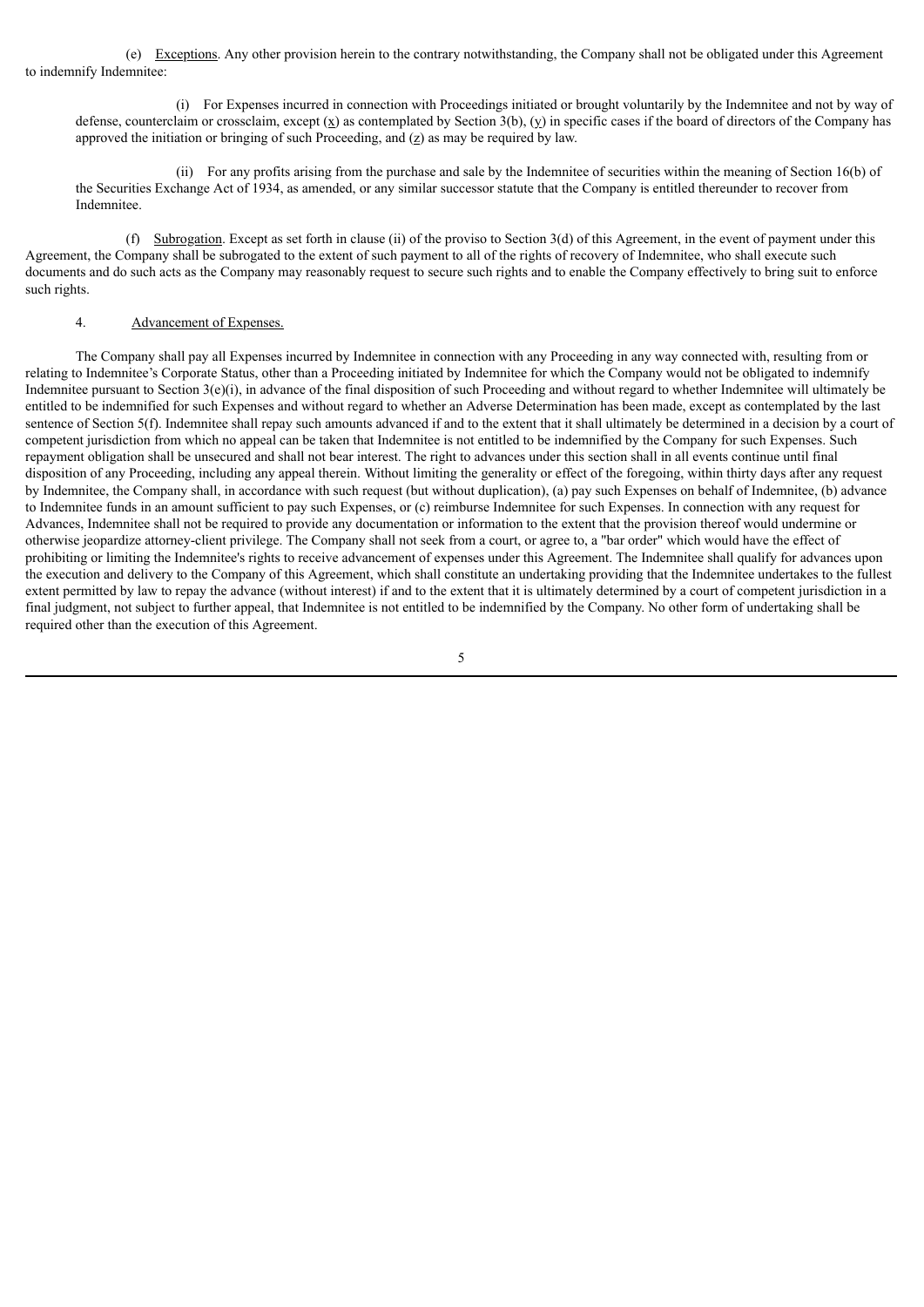(e) Exceptions. Any other provision herein to the contrary notwithstanding, the Company shall not be obligated under this Agreement to indemnify Indemnitee:

(i) For Expenses incurred in connection with Proceedings initiated or brought voluntarily by the Indemnitee and not by way of defense, counterclaim or crossclaim, except (x) as contemplated by Section 3(b), (y) in specific cases if the board of directors of the Company has approved the initiation or bringing of such Proceeding, and (z) as may be required by law.

(ii) For any profits arising from the purchase and sale by the Indemnitee of securities within the meaning of Section 16(b) of the Securities Exchange Act of 1934, as amended, or any similar successor statute that the Company is entitled thereunder to recover from Indemnitee.

(f) Subrogation. Except as set forth in clause (ii) of the proviso to Section 3(d) of this Agreement, in the event of payment under this Agreement, the Company shall be subrogated to the extent of such payment to all of the rights of recovery of Indemnitee, who shall execute such documents and do such acts as the Company may reasonably request to secure such rights and to enable the Company effectively to bring suit to enforce such rights.

4. Advancement of Expenses.

The Company shall pay all Expenses incurred by Indemnitee in connection with any Proceeding in any way connected with, resulting from or relating to Indemnitee's Corporate Status, other than a Proceeding initiated by Indemnitee for which the Company would not be obligated to indemnify Indemnitee pursuant to Section 3(e)(i), in advance of the final disposition of such Proceeding and without regard to whether Indemnitee will ultimately be entitled to be indemnified for such Expenses and without regard to whether an Adverse Determination has been made, except as contemplated by the last sentence of Section 5(f). Indemnitee shall repay such amounts advanced if and to the extent that it shall ultimately be determined in a decision by a court of competent jurisdiction from which no appeal can be taken that Indemnitee is not entitled to be indemnified by the Company for such Expenses. Such repayment obligation shall be unsecured and shall not bear interest. The right to advances under this section shall in all events continue until final disposition of any Proceeding, including any appeal therein. Without limiting the generality or effect of the foregoing, within thirty days after any request by Indemnitee, the Company shall, in accordance with such request (but without duplication), (a) pay such Expenses on behalf of Indemnitee, (b) advance to Indemnitee funds in an amount sufficient to pay such Expenses, or (c) reimburse Indemnitee for such Expenses. In connection with any request for Advances, Indemnitee shall not be required to provide any documentation or information to the extent that the provision thereof would undermine or otherwise jeopardize attorney-client privilege. The Company shall not seek from a court, or agree to, a "bar order" which would have the effect of prohibiting or limiting the Indemnitee's rights to receive advancement of expenses under this Agreement. The Indemnitee shall qualify for advances upon the execution and delivery to the Company of this Agreement, which shall constitute an undertaking providing that the Indemnitee undertakes to the fullest extent permitted by law to repay the advance (without interest) if and to the extent that it is ultimately determined by a court of competent jurisdiction in a final judgment, not subject to further appeal, that Indemnitee is not entitled to be indemnified by the Company. No other form of undertaking shall be required other than the execution of this Agreement.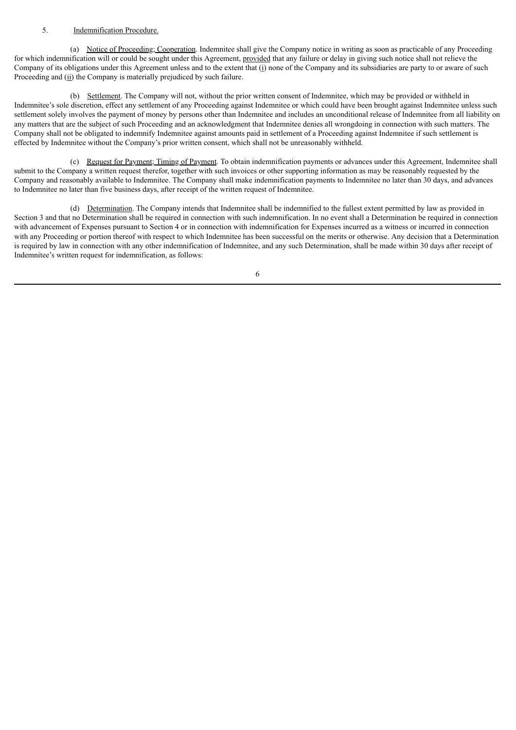5. Indemnification Procedure.

(a) Notice of Proceeding; Cooperation. Indemnitee shall give the Company notice in writing as soon as practicable of any Proceeding for which indemnification will or could be sought under this Agreement, provided that any failure or delay in giving such notice shall not relieve the Company of its obligations under this Agreement unless and to the extent that (i) none of the Company and its subsidiaries are party to or aware of such Proceeding and (ii) the Company is materially prejudiced by such failure.

(b) Settlement. The Company will not, without the prior written consent of Indemnitee, which may be provided or withheld in Indemnitee's sole discretion, effect any settlement of any Proceeding against Indemnitee or which could have been brought against Indemnitee unless such settlement solely involves the payment of money by persons other than Indemnitee and includes an unconditional release of Indemnitee from all liability on any matters that are the subject of such Proceeding and an acknowledgment that Indemnitee denies all wrongdoing in connection with such matters. The Company shall not be obligated to indemnify Indemnitee against amounts paid in settlement of a Proceeding against Indemnitee if such settlement is effected by Indemnitee without the Company's prior written consent, which shall not be unreasonably withheld.

(c) Request for Payment; Timing of Payment. To obtain indemnification payments or advances under this Agreement, Indemnitee shall submit to the Company a written request therefor, together with such invoices or other supporting information as may be reasonably requested by the Company and reasonably available to Indemnitee. The Company shall make indemnification payments to Indemnitee no later than 30 days, and advances to Indemnitee no later than five business days, after receipt of the written request of Indemnitee.

(d) Determination. The Company intends that Indemnitee shall be indemnified to the fullest extent permitted by law as provided in Section 3 and that no Determination shall be required in connection with such indemnification. In no event shall a Determination be required in connection with advancement of Expenses pursuant to Section 4 or in connection with indemnification for Expenses incurred as a witness or incurred in connection with any Proceeding or portion thereof with respect to which Indemnitee has been successful on the merits or otherwise. Any decision that a Determination is required by law in connection with any other indemnification of Indemnitee, and any such Determination, shall be made within 30 days after receipt of Indemnitee's written request for indemnification, as follows: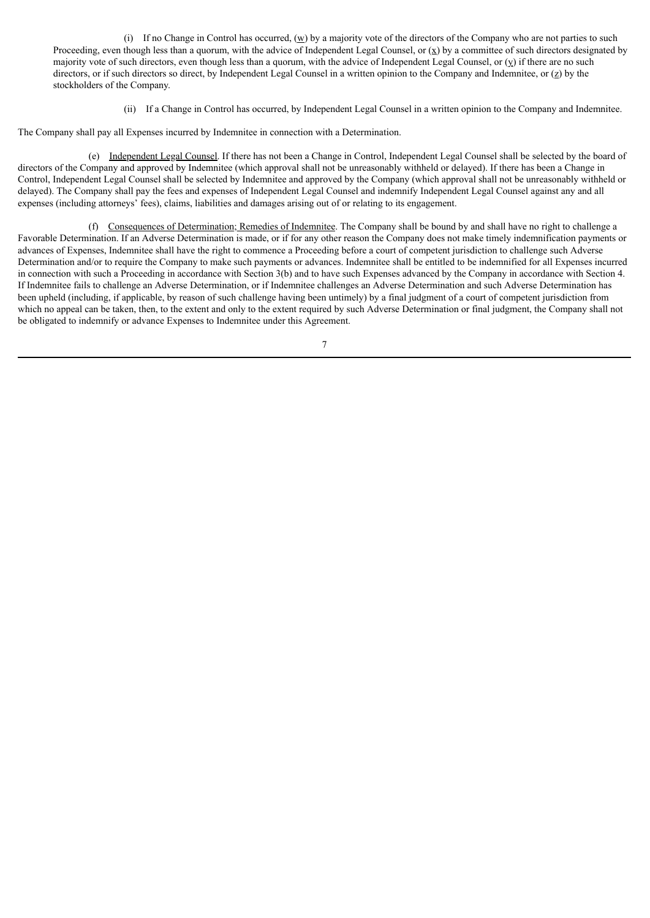(i) If no Change in Control has occurred, (w) by a majority vote of the directors of the Company who are not parties to such Proceeding, even though less than a quorum, with the advice of Independent Legal Counsel, or (x) by a committee of such directors designated by majority vote of such directors, even though less than a quorum, with the advice of Independent Legal Counsel, or (y) if there are no such directors, or if such directors so direct, by Independent Legal Counsel in a written opinion to the Company and Indemnitee, or (z) by the stockholders of the Company.

(ii) If a Change in Control has occurred, by Independent Legal Counsel in a written opinion to the Company and Indemnitee.

The Company shall pay all Expenses incurred by Indemnitee in connection with a Determination.

(e) Independent Legal Counsel. If there has not been a Change in Control, Independent Legal Counsel shall be selected by the board of directors of the Company and approved by Indemnitee (which approval shall not be unreasonably withheld or delayed). If there has been a Change in Control, Independent Legal Counsel shall be selected by Indemnitee and approved by the Company (which approval shall not be unreasonably withheld or delayed). The Company shall pay the fees and expenses of Independent Legal Counsel and indemnify Independent Legal Counsel against any and all expenses (including attorneys' fees), claims, liabilities and damages arising out of or relating to its engagement.

(f) Consequences of Determination; Remedies of Indemnitee. The Company shall be bound by and shall have no right to challenge a Favorable Determination. If an Adverse Determination is made, or if for any other reason the Company does not make timely indemnification payments or advances of Expenses, Indemnitee shall have the right to commence a Proceeding before a court of competent jurisdiction to challenge such Adverse Determination and/or to require the Company to make such payments or advances. Indemnitee shall be entitled to be indemnified for all Expenses incurred in connection with such a Proceeding in accordance with Section 3(b) and to have such Expenses advanced by the Company in accordance with Section 4. If Indemnitee fails to challenge an Adverse Determination, or if Indemnitee challenges an Adverse Determination and such Adverse Determination has been upheld (including, if applicable, by reason of such challenge having been untimely) by a final judgment of a court of competent jurisdiction from which no appeal can be taken, then, to the extent and only to the extent required by such Adverse Determination or final judgment, the Company shall not be obligated to indemnify or advance Expenses to Indemnitee under this Agreement.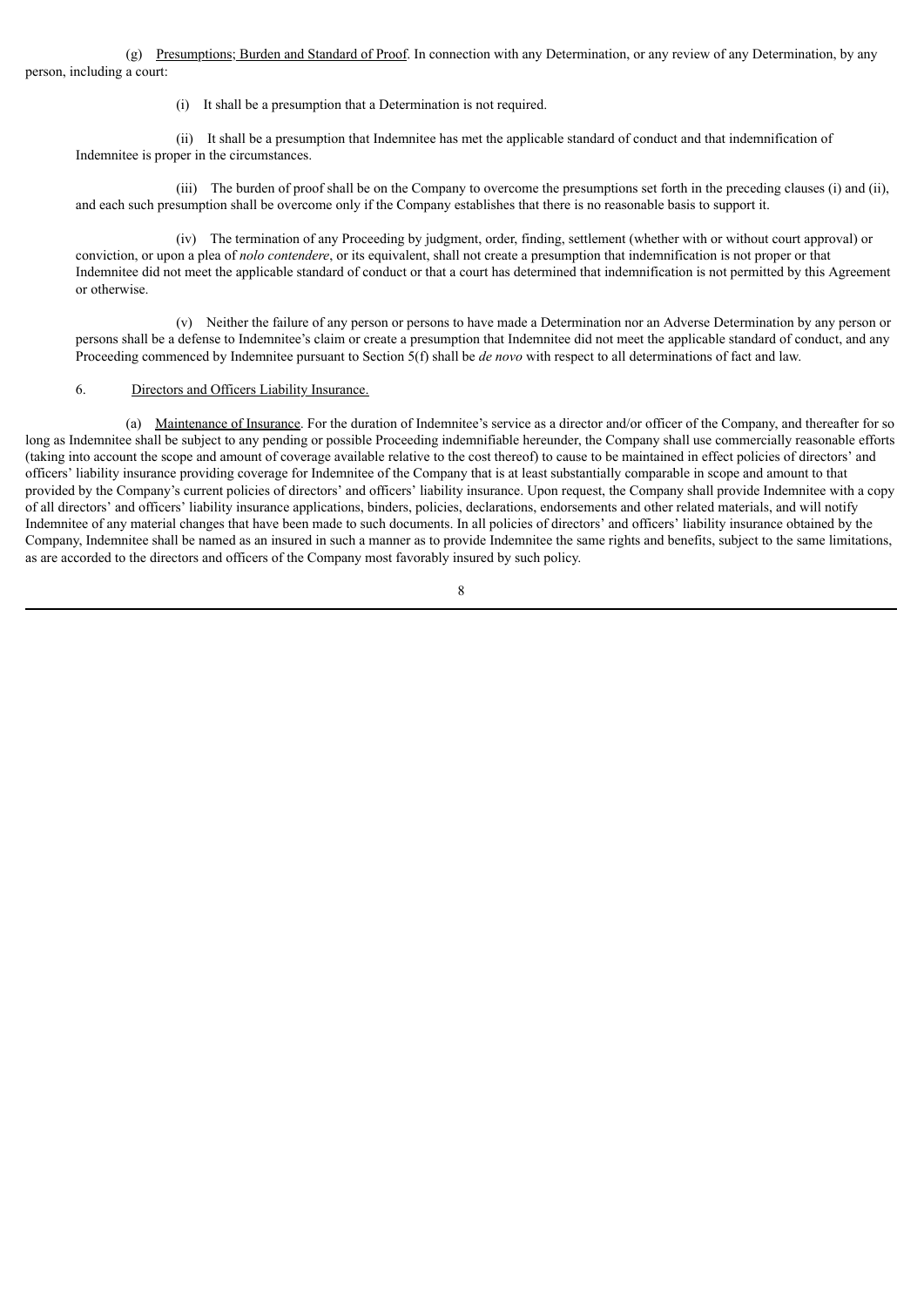(g) Presumptions; Burden and Standard of Proof. In connection with any Determination, or any review of any Determination, by any person, including a court:

(i) It shall be a presumption that a Determination is not required.

(ii) It shall be a presumption that Indemnitee has met the applicable standard of conduct and that indemnification of Indemnitee is proper in the circumstances.

(iii) The burden of proof shall be on the Company to overcome the presumptions set forth in the preceding clauses (i) and (ii), and each such presumption shall be overcome only if the Company establishes that there is no reasonable basis to support it.

(iv) The termination of any Proceeding by judgment, order, finding, settlement (whether with or without court approval) or conviction, or upon a plea of *nolo contendere*, or its equivalent, shall not create a presumption that indemnification is not proper or that Indemnitee did not meet the applicable standard of conduct or that a court has determined that indemnification is not permitted by this Agreement or otherwise.

(v) Neither the failure of any person or persons to have made a Determination nor an Adverse Determination by any person or persons shall be a defense to Indemnitee's claim or create a presumption that Indemnitee did not meet the applicable standard of conduct, and any Proceeding commenced by Indemnitee pursuant to Section 5(f) shall be *de novo* with respect to all determinations of fact and law.

6. Directors and Officers Liability Insurance.

(a) Maintenance of Insurance. For the duration of Indemnitee's service as a director and/or officer of the Company, and thereafter for so long as Indemnitee shall be subject to any pending or possible Proceeding indemnifiable hereunder, the Company shall use commercially reasonable efforts (taking into account the scope and amount of coverage available relative to the cost thereof) to cause to be maintained in effect policies of directors' and officers' liability insurance providing coverage for Indemnitee of the Company that is at least substantially comparable in scope and amount to that provided by the Company's current policies of directors' and officers' liability insurance. Upon request, the Company shall provide Indemnitee with a copy of all directors' and officers' liability insurance applications, binders, policies, declarations, endorsements and other related materials, and will notify Indemnitee of any material changes that have been made to such documents. In all policies of directors' and officers' liability insurance obtained by the Company, Indemnitee shall be named as an insured in such a manner as to provide Indemnitee the same rights and benefits, subject to the same limitations, as are accorded to the directors and officers of the Company most favorably insured by such policy.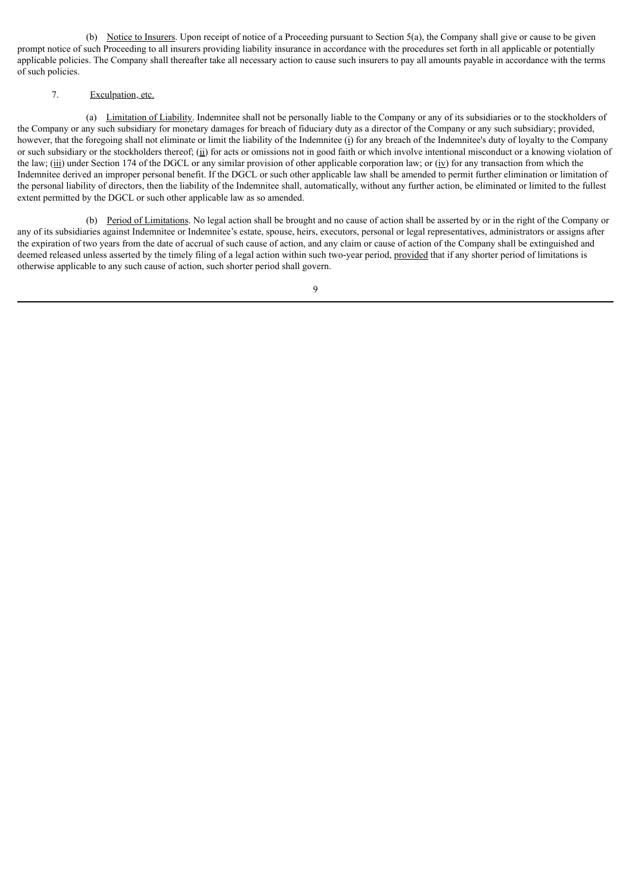(b) Notice to Insurers. Upon receipt of notice of a Proceeding pursuant to Section 5(a), the Company shall give or cause to be given prompt notice of such Proceeding to all insurers providing liability insurance in accordance with the procedures set forth in all applicable or potentially applicable policies. The Company shall thereafter take all necessary action to cause such insurers to pay all amounts payable in accordance with the terms of such policies.

7. Exculpation, etc.

(a) Limitation of Liability. Indemnitee shall not be personally liable to the Company or any of its subsidiaries or to the stockholders of the Company or any such subsidiary for monetary damages for breach of fiduciary duty as a director of the Company or any such subsidiary; provided, however, that the foregoing shall not eliminate or limit the liability of the Indemnitee (i) for any breach of the Indemnitee's duty of loyalty to the Company or such subsidiary or the stockholders thereof; (ii) for acts or omissions not in good faith or which involve intentional misconduct or a knowing violation of the law; (iii) under Section 174 of the DGCL or any similar provision of other applicable corporation law; or (iv) for any transaction from which the Indemnitee derived an improper personal benefit. If the DGCL or such other applicable law shall be amended to permit further elimination or limitation of the personal liability of directors, then the liability of the Indemnitee shall, automatically, without any further action, be eliminated or limited to the fullest extent permitted by the DGCL or such other applicable law as so amended.

(b) Period of Limitations. No legal action shall be brought and no cause of action shall be asserted by or in the right of the Company or any of its subsidiaries against Indemnitee or Indemnitee's estate, spouse, heirs, executors, personal or legal representatives, administrators or assigns after the expiration of two years from the date of accrual of such cause of action, and any claim or cause of action of the Company shall be extinguished and deemed released unless asserted by the timely filing of a legal action within such two-year period, provided that if any shorter period of limitations is otherwise applicable to any such cause of action, such shorter period shall govern.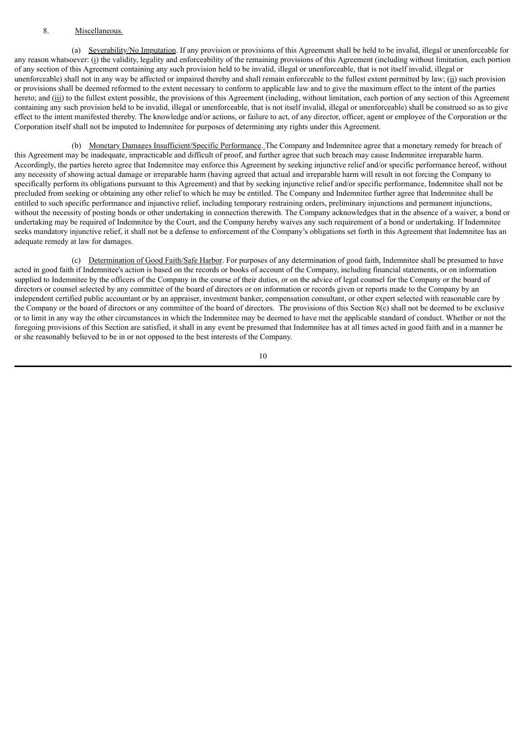8. Miscellaneous.

(a) Severability/No Imputation. If any provision or provisions of this Agreement shall be held to be invalid, illegal or unenforceable for any reason whatsoever: (i) the validity, legality and enforceability of the remaining provisions of this Agreement (including without limitation, each portion of any section of this Agreement containing any such provision held to be invalid, illegal or unenforceable, that is not itself invalid, illegal or unenforceable) shall not in any way be affected or impaired thereby and shall remain enforceable to the fullest extent permitted by law; (ii) such provision or provisions shall be deemed reformed to the extent necessary to conform to applicable law and to give the maximum effect to the intent of the parties hereto; and (iii) to the fullest extent possible, the provisions of this Agreement (including, without limitation, each portion of any section of this Agreement containing any such provision held to be invalid, illegal or unenforceable, that is not itself invalid, illegal or unenforceable) shall be construed so as to give effect to the intent manifested thereby. The knowledge and/or actions, or failure to act, of any director, officer, agent or employee of the Corporation or the Corporation itself shall not be imputed to Indemnitee for purposes of determining any rights under this Agreement.

(b) Monetary Damages Insufficient/Specific Performance. The Company and Indemnitee agree that a monetary remedy for breach of this Agreement may be inadequate, impracticable and difficult of proof, and further agree that such breach may cause Indemnitee irreparable harm. Accordingly, the parties hereto agree that Indemnitee may enforce this Agreement by seeking injunctive relief and/or specific performance hereof, without any necessity of showing actual damage or irreparable harm (having agreed that actual and irreparable harm will result in not forcing the Company to specifically perform its obligations pursuant to this Agreement) and that by seeking injunctive relief and/or specific performance, Indemnitee shall not be precluded from seeking or obtaining any other relief to which he may be entitled. The Company and Indemnitee further agree that Indemnitee shall be entitled to such specific performance and injunctive relief, including temporary restraining orders, preliminary injunctions and permanent injunctions, without the necessity of posting bonds or other undertaking in connection therewith. The Company acknowledges that in the absence of a waiver, a bond or undertaking may be required of Indemnitee by the Court, and the Company hereby waives any such requirement of a bond or undertaking. If Indemnitee seeks mandatory injunctive relief, it shall not be a defense to enforcement of the Company's obligations set forth in this Agreement that Indemnitee has an adequate remedy at law for damages.

(c) Determination of Good Faith/Safe Harbor. For purposes of any determination of good faith, Indemnitee shall be presumed to have acted in good faith if Indemnitee's action is based on the records or books of account of the Company, including financial statements, or on information supplied to Indemnitee by the officers of the Company in the course of their duties, or on the advice of legal counsel for the Company or the board of directors or counsel selected by any committee of the board of directors or on information or records given or reports made to the Company by an independent certified public accountant or by an appraiser, investment banker, compensation consultant, or other expert selected with reasonable care by the Company or the board of directors or any committee of the board of directors. The provisions of this Section 8(c) shall not be deemed to be exclusive or to limit in any way the other circumstances in which the Indemnitee may be deemed to have met the applicable standard of conduct. Whether or not the foregoing provisions of this Section are satisfied, it shall in any event be presumed that Indemnitee has at all times acted in good faith and in a manner he or she reasonably believed to be in or not opposed to the best interests of the Company.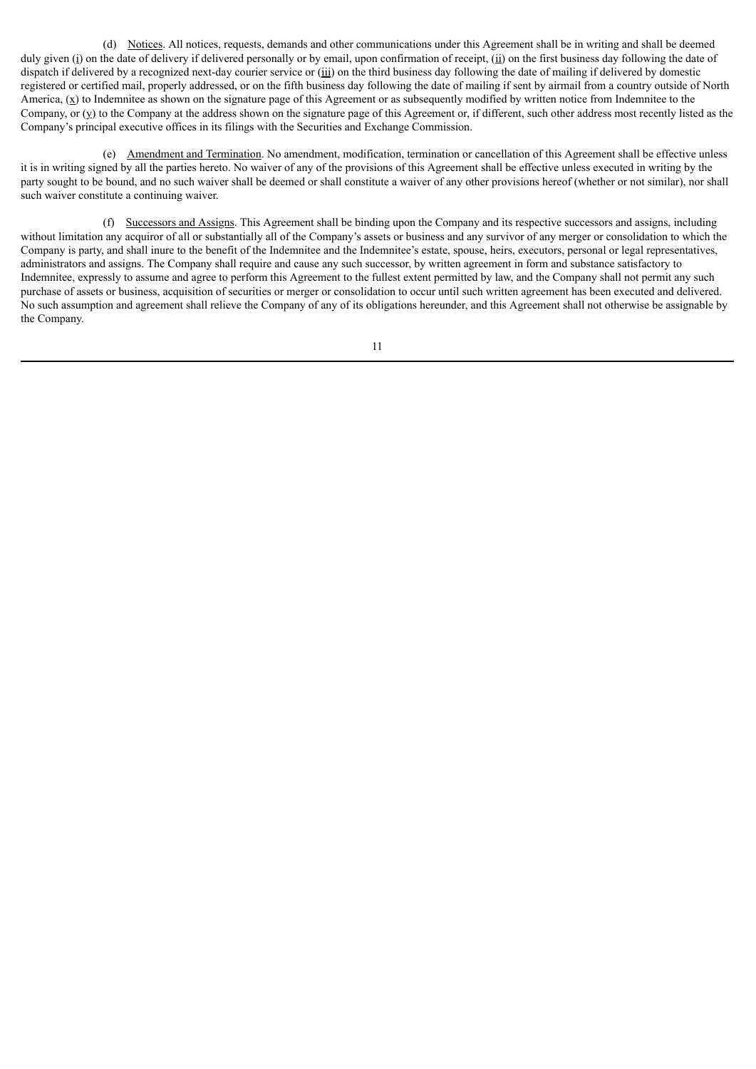(d) Notices. All notices, requests, demands and other communications under this Agreement shall be in writing and shall be deemed duly given (i) on the date of delivery if delivered personally or by email, upon confirmation of receipt, (ii) on the first business day following the date of dispatch if delivered by a recognized next-day courier service or (iii) on the third business day following the date of mailing if delivered by domestic registered or certified mail, properly addressed, or on the fifth business day following the date of mailing if sent by airmail from a country outside of North America, (x) to Indemnitee as shown on the signature page of this Agreement or as subsequently modified by written notice from Indemnitee to the Company, or (y) to the Company at the address shown on the signature page of this Agreement or, if different, such other address most recently listed as the Company's principal executive offices in its filings with the Securities and Exchange Commission.

(e) Amendment and Termination. No amendment, modification, termination or cancellation of this Agreement shall be effective unless it is in writing signed by all the parties hereto. No waiver of any of the provisions of this Agreement shall be effective unless executed in writing by the party sought to be bound, and no such waiver shall be deemed or shall constitute a waiver of any other provisions hereof (whether or not similar), nor shall such waiver constitute a continuing waiver.

(f) Successors and Assigns. This Agreement shall be binding upon the Company and its respective successors and assigns, including without limitation any acquiror of all or substantially all of the Company's assets or business and any survivor of any merger or consolidation to which the Company is party, and shall inure to the benefit of the Indemnitee and the Indemnitee's estate, spouse, heirs, executors, personal or legal representatives, administrators and assigns. The Company shall require and cause any such successor, by written agreement in form and substance satisfactory to Indemnitee, expressly to assume and agree to perform this Agreement to the fullest extent permitted by law, and the Company shall not permit any such purchase of assets or business, acquisition of securities or merger or consolidation to occur until such written agreement has been executed and delivered. No such assumption and agreement shall relieve the Company of any of its obligations hereunder, and this Agreement shall not otherwise be assignable by the Company.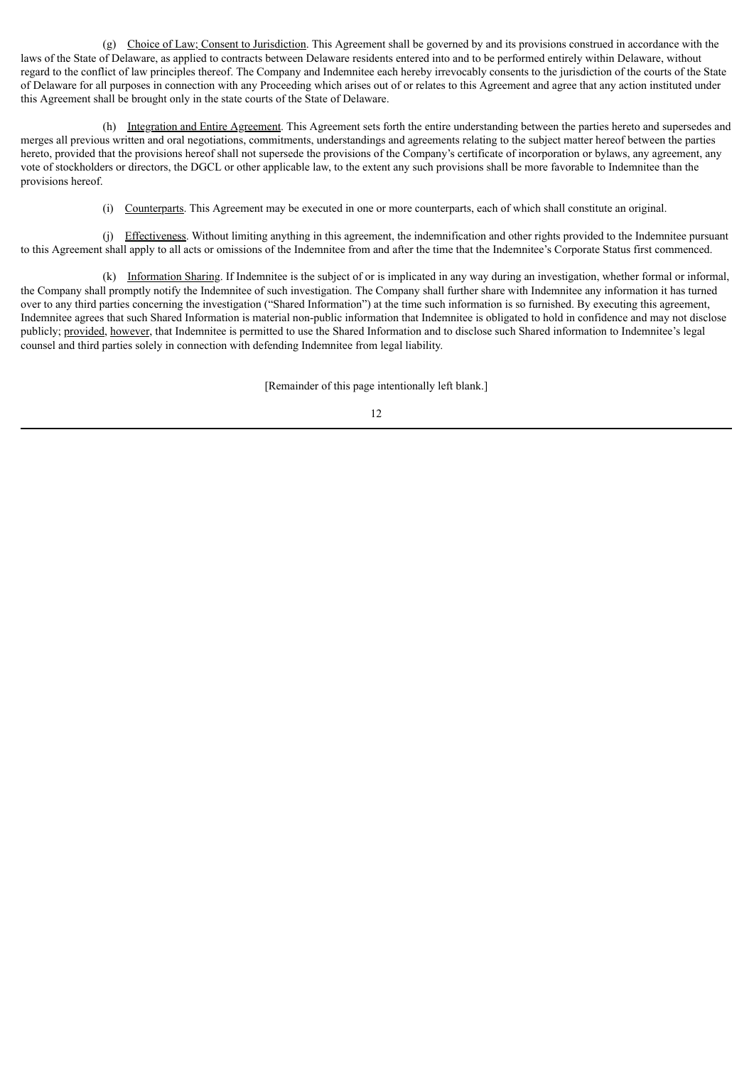(g) Choice of Law; Consent to Jurisdiction. This Agreement shall be governed by and its provisions construed in accordance with the laws of the State of Delaware, as applied to contracts between Delaware residents entered into and to be performed entirely within Delaware, without regard to the conflict of law principles thereof. The Company and Indemnitee each hereby irrevocably consents to the jurisdiction of the courts of the State of Delaware for all purposes in connection with any Proceeding which arises out of or relates to this Agreement and agree that any action instituted under this Agreement shall be brought only in the state courts of the State of Delaware.

(h) Integration and Entire Agreement. This Agreement sets forth the entire understanding between the parties hereto and supersedes and merges all previous written and oral negotiations, commitments, understandings and agreements relating to the subject matter hereof between the parties hereto, provided that the provisions hereof shall not supersede the provisions of the Company's certificate of incorporation or bylaws, any agreement, any vote of stockholders or directors, the DGCL or other applicable law, to the extent any such provisions shall be more favorable to Indemnitee than the provisions hereof.

(i) Counterparts. This Agreement may be executed in one or more counterparts, each of which shall constitute an original.

(j) Effectiveness. Without limiting anything in this agreement, the indemnification and other rights provided to the Indemnitee pursuant to this Agreement shall apply to all acts or omissions of the Indemnitee from and after the time that the Indemnitee's Corporate Status first commenced.

(k) Information Sharing. If Indemnitee is the subject of or is implicated in any way during an investigation, whether formal or informal, the Company shall promptly notify the Indemnitee of such investigation. The Company shall further share with Indemnitee any information it has turned over to any third parties concerning the investigation ("Shared Information") at the time such information is so furnished. By executing this agreement, Indemnitee agrees that such Shared Information is material non-public information that Indemnitee is obligated to hold in confidence and may not disclose publicly; provided, however, that Indemnitee is permitted to use the Shared Information and to disclose such Shared information to Indemnitee's legal counsel and third parties solely in connection with defending Indemnitee from legal liability.

[Remainder of this page intentionally left blank.]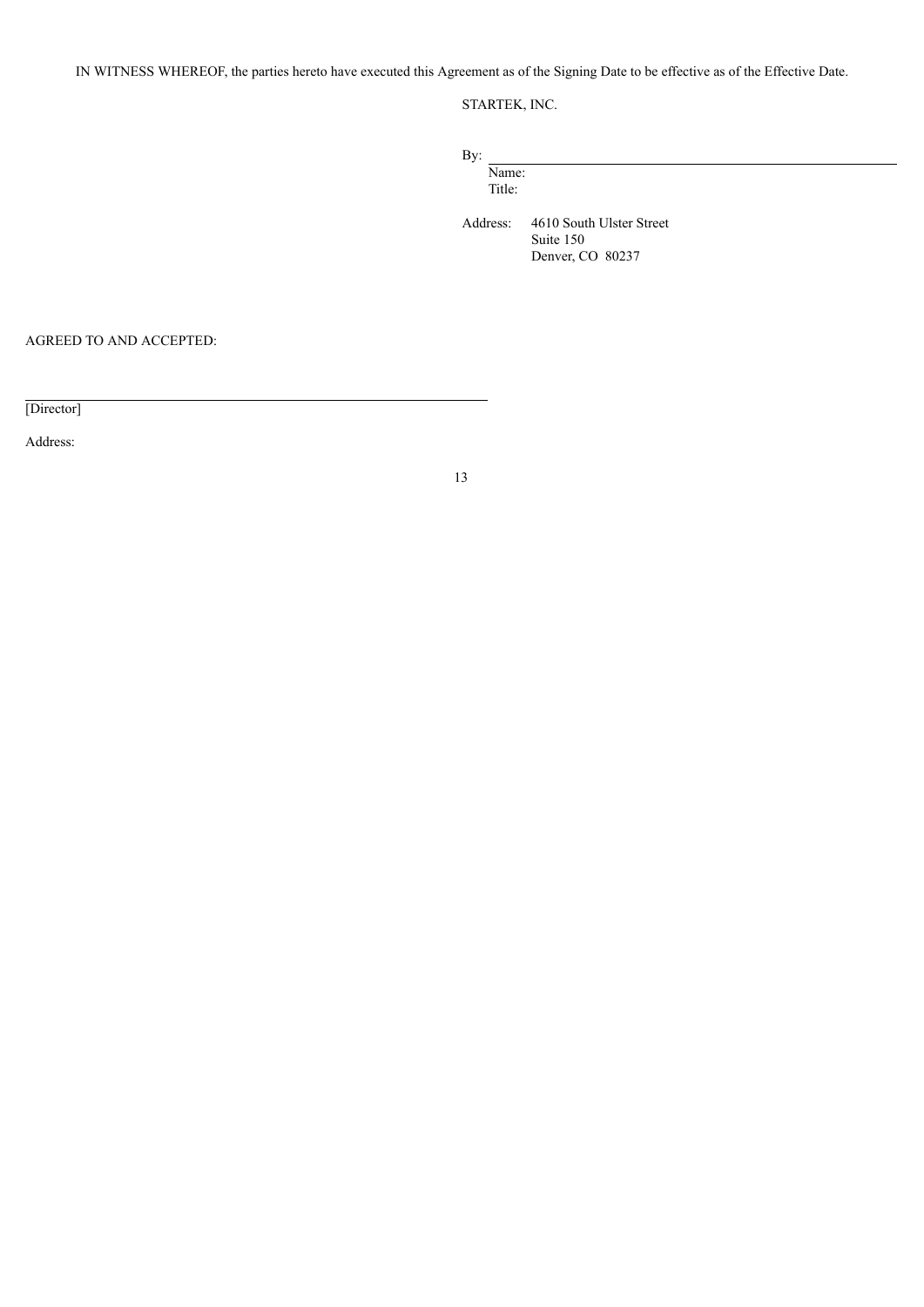IN WITNESS WHEREOF, the parties hereto have executed this Agreement as of the Signing Date to be effective as of the Effective Date.

STARTEK, INC.

By: \_\_\_\_\_\_\_\_\_\_\_\_\_\_\_\_\_\_\_\_\_\_\_\_\_\_\_\_\_\_\_\_\_\_\_\_\_\_\_\_

Name:

Title:

Address: 4610 South Ulster Street
Suite 150
Denver, CO 80237

AGREED TO AND ACCEPTED:

\_\_\_\_\_\_\_\_\_\_\_\_\_\_\_\_\_\_\_\_\_\_\_\_\_\_\_\_\_\_\_\_\_\_\_\_\_\_\_\_

[Director]

Address: